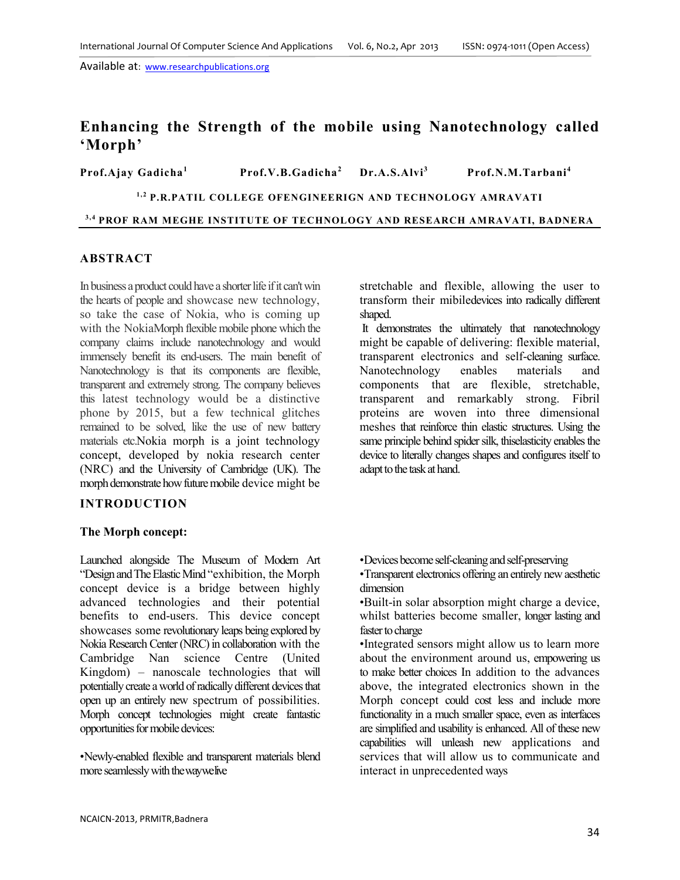# Enhancing the Strength of the mobile using Nanotechnology called 'Morph'

**Prof.Ajay Gadicha[1]** **Prof.V.B.Gadicha[2]** **Dr.A.S.Alvi[3]** **Prof.N.M.Tarbani[4]**

[1,2] **P.R.PATIL COLLEGE OFENGINEERIGN AND TECHNOLOGY AMRAVATI**

[3,4] **PROF RAM MEGHE INSTITUTE OF TECHNOLOGY AND RESEARCH AMRAVATI, BADNERA**

## ABSTRACT

In business a product could have a shorter life if it can't win the hearts of people and showcase new technology, so take the case of Nokia, who is coming up with the NokiaMorph flexible mobile phone which the company claims include nanotechnology and would immensely benefit its end-users. The main benefit of Nanotechnology is that its components are flexible, transparent and extremely strong. The company believes this latest technology would be a distinctive phone by 2015, but a few technical glitches remained to be solved, like the use of new battery materials etc.Nokia morph is a joint technology concept, developed by nokia research center (NRC) and the University of Cambridge (UK). The morph demonstrate how future mobile device might be stretchable and flexible, allowing the user to transform their mibiledevices into radically different shaped.

It demonstrates the ultimately that nanotechnology might be capable of delivering: flexible material, transparent electronics and self-cleaning surface. Nanotechnology enables materials and components that are flexible, stretchable, transparent and remarkably strong. Fibril proteins are woven into three dimensional meshes that reinforce thin elastic structures. Using the same principle behind spider silk, thiselasticity enables the device to literally changes shapes and configures itself to adapt to the task at hand.

## INTRODUCTION

### The Morph concept:

Launched alongside The Museum of Modern Art "Design and The Elastic Mind "exhibition, the Morph concept device is a bridge between highly advanced technologies and their potential benefits to end-users. This device concept showcases some revolutionary leaps being explored by Nokia Research Center (NRC) in collaboration with the Cambridge Nan science Centre (United Kingdom) – nanoscale technologies that will potentially create a world of radically different devices that open up an entirely new spectrum of possibilities. Morph concept technologies might create fantastic opportunities for mobile devices:

- Newly-enabled flexible and transparent materials blend more seamlessly with thewaywelive
- Devices become self-cleaning and self-preserving
- Transparent electronics offering an entirely new aesthetic dimension
- Built-in solar absorption might charge a device, whilst batteries become smaller, longer lasting and faster to charge
- Integrated sensors might allow us to learn more about the environment around us, empowering us to make better choices In addition to the advances above, the integrated electronics shown in the Morph concept could cost less and include more functionality in a much smaller space, even as interfaces are simplified and usability is enhanced. All of these new capabilities will unleash new applications and services that will allow us to communicate and interact in unprecedented ways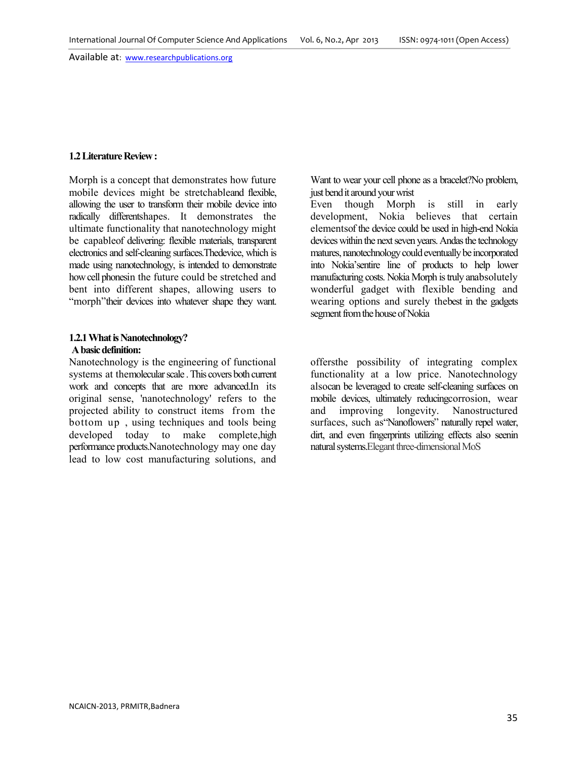### 1.2 Literature Review :

Morph is a concept that demonstrates how future mobile devices might be stretchableand flexible, allowing the user to transform their mobile device into radically differentshapes. It demonstrates the ultimate functionality that nanotechnology might be capableof delivering: flexible materials, transparent electronics and self-cleaning surfaces.Thedevice, which is made using nanotechnology, is intended to demonstrate how cell phonesin the future could be stretched and bent into different shapes, allowing users to "morph"their devices into whatever shape they want.

Want to wear your cell phone as a bracelet?No problem, just bend it around your wrist

Even though Morph is still in early development, Nokia believes that certain elementsof the device could be used in high-end Nokia devices within the next seven years. Andas the technology matures, nanotechnology could eventually be incorporated into Nokia'sentire line of products to help lower manufacturing costs. Nokia Morph is truly anabsolutely wonderful gadget with flexible bending and wearing options and surely thebest in the gadgets segment from the house of Nokia

#### 1.2.1 What is Nanotechnology?

**A basic definition:**

Nanotechnology is the engineering of functional systems at themolecular scale . This covers both current work and concepts that are more advanced.In its original sense, 'nanotechnology' refers to the projected ability to construct items from the bottom up , using techniques and tools being developed today to make complete,high performance products.Nanotechnology may one day lead to low cost manufacturing solutions, and offersthe possibility of integrating complex functionality at a low price. Nanotechnology alsocan be leveraged to create self-cleaning surfaces on mobile devices, ultimately reducingcorrosion, wear and improving longevity. Nanostructured surfaces, such as"Nanoflowers" naturally repel water, dirt, and even fingerprints utilizing effects also seenin natural systems.Elegant three-dimensional MoS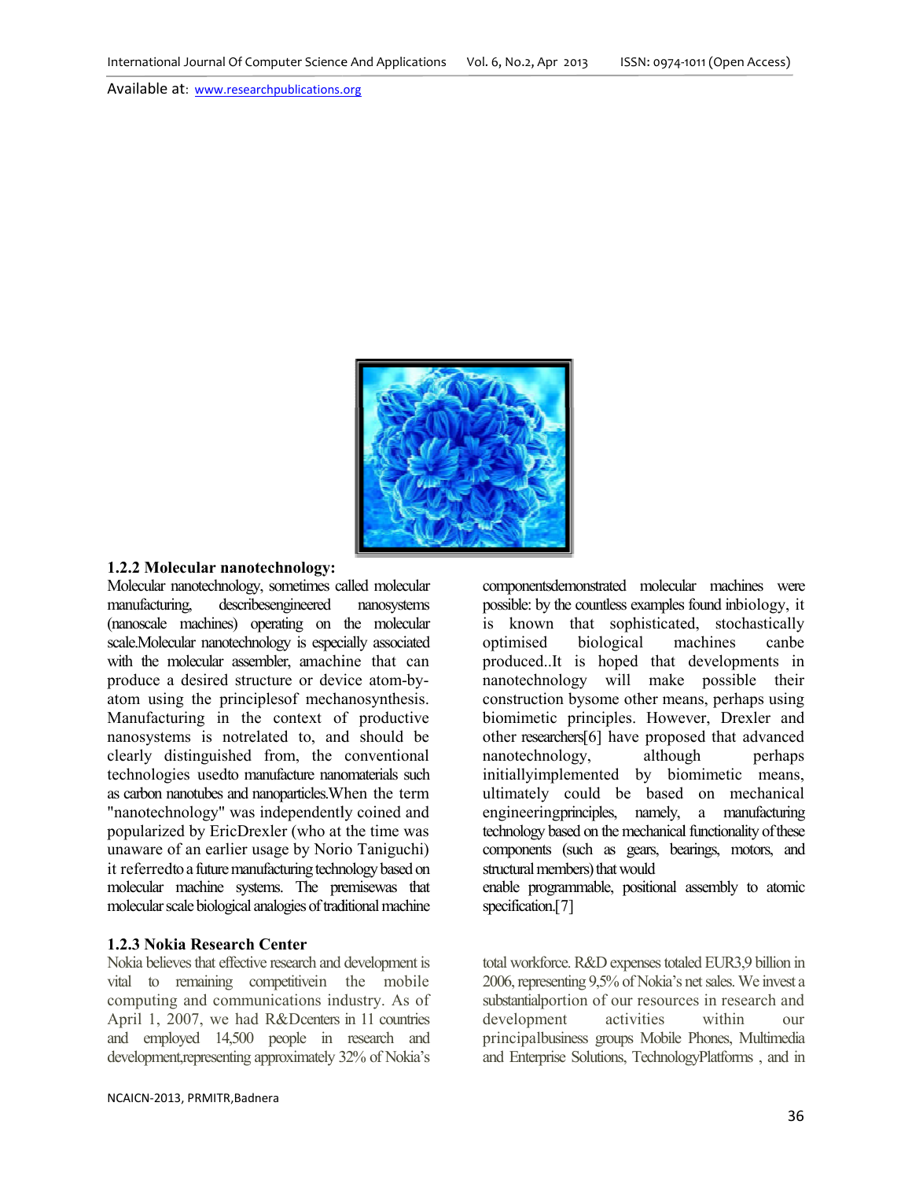### 1.2.2 Molecular nanotechnology:

Molecular nanotechnology, sometimes called molecular manufacturing, describesengineered nanosystems (nanoscale machines) operating on the molecular scale.Molecular nanotechnology is especially associated with the molecular assembler, amachine that can produce a desired structure or device atom-by-atom using the principlesof mechanosynthesis. Manufacturing in the context of productive nanosystems is notrelated to, and should be clearly distinguished from, the conventional technologies usedto manufacture nanomaterials such as carbon nanotubes and nanoparticles.When the term "nanotechnology" was independently coined and popularized by EricDrexler (who at the time was unaware of an earlier usage by Norio Taniguchi) it referredto a future manufacturing technology based on molecular machine systems. The premisewas that molecular scale biological analogies of traditional machine componentsdemonstrated molecular machines were possible: by the countless examples found inbiology, it is known that sophisticated, stochastically optimised biological machines canbe produced..It is hoped that developments in nanotechnology will make possible their construction bysome other means, perhaps using biomimetic principles. However, Drexler and other researchers[6] have proposed that advanced nanotechnology, although perhaps initiallyimplemented by biomimetic means, ultimately could be based on mechanical engineeringprinciples, namely, a manufacturing technology based on the mechanical functionality of these components (such as gears, bearings, motors, and structural members) that would enable programmable, positional assembly to atomic specification.[7]

### 1.2.3 Nokia Research Center

Nokia believes that effective research and development is vital to remaining competitivein the mobile computing and communications industry. As of April 1, 2007, we had R&Dcenters in 11 countries and employed 14,500 people in research and development,representing approximately 32% of Nokia's total workforce. R&D expenses totaled EUR3,9 billion in 2006, representing 9,5% of Nokia's net sales. We invest a substantialportion of our resources in research and development activities within our principalbusiness groups Mobile Phones, Multimedia and Enterprise Solutions, TechnologyPlatforms , and in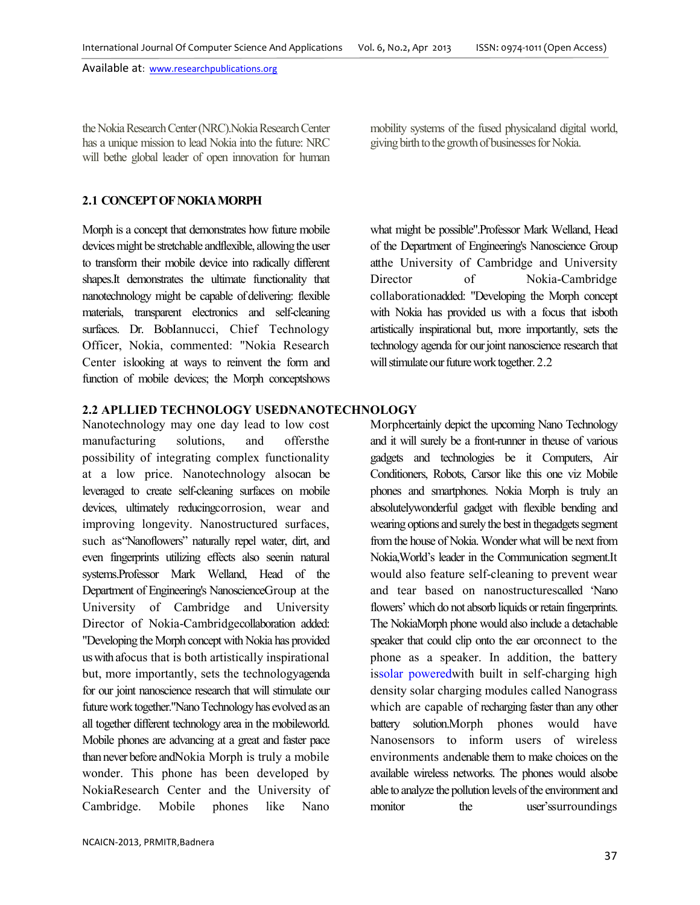the Nokia Research Center (NRC).Nokia Research Center has a unique mission to lead Nokia into the future: NRC will bethe global leader of open innovation for human mobility systems of the fused physicaland digital world, giving birth to the growth of businesses for Nokia.

## 2.1 CONCEPT OF NOKIA MORPH

Morph is a concept that demonstrates how future mobile devices might be stretchable andflexible, allowing the user to transform their mobile device into radically different shapes.It demonstrates the ultimate functionality that nanotechnology might be capable of delivering: flexible materials, transparent electronics and self-cleaning surfaces. Dr. BobIannucci, Chief Technology Officer, Nokia, commented: "Nokia Research Center islooking at ways to reinvent the form and function of mobile devices; the Morph conceptshows what might be possible".Professor Mark Welland, Head of the Department of Engineering's Nanoscience Group atthe University of Cambridge and University Director of Nokia-Cambridge collaborationadded: "Developing the Morph concept with Nokia has provided us with a focus that isboth artistically inspirational but, more importantly, sets the technology agenda for our joint nanoscience research that will stimulate our future work together. 2.2

## 2.2 APLLIED TECHNOLOGY USEDNANOTECHNOLOGY

Nanotechnology may one day lead to low cost manufacturing solutions, and offersthe possibility of integrating complex functionality at a low price. Nanotechnology alsocan be leveraged to create self-cleaning surfaces on mobile devices, ultimately reducingcorrosion, wear and improving longevity. Nanostructured surfaces, such as"Nanoflowers" naturally repel water, dirt, and even fingerprints utilizing effects also seenin natural systems.Professor Mark Welland, Head of the Department of Engineering's NanoscienceGroup at the University of Cambridge and University Director of Nokia-Cambridgecollaboration added: "Developing the Morph concept with Nokia has provided us with afocus that is both artistically inspirational but, more importantly, sets the technologyagenda for our joint nanoscience research that will stimulate our future work together."Nano Technology has evolved as an all together different technology area in the mobileworld. Mobile phones are advancing at a great and faster pace than never before andNokia Morph is truly a mobile wonder. This phone has been developed by NokiaResearch Center and the University of Cambridge. Mobile phones like Nano Morphcertainly depict the upcoming Nano Technology and it will surely be a front-runner in theuse of various gadgets and technologies be it Computers, Air Conditioners, Robots, Carsor like this one viz Mobile phones and smartphones. Nokia Morph is truly an absolutelywonderful gadget with flexible bending and wearing options and surely the best in thegadgets segment from the house of Nokia. Wonder what will be next from Nokia,World's leader in the Communication segment.It would also feature self-cleaning to prevent wear and tear based on nanostructurescalled 'Nano flowers' which do not absorb liquids or retain fingerprints. The NokiaMorph phone would also include a detachable speaker that could clip onto the ear orconnect to the phone as a speaker. In addition, the battery issolar poweredwith built in self-charging high density solar charging modules called Nanograss which are capable of recharging faster than any other battery solution.Morph phones would have Nanosensors to inform users of wireless environments andenable them to make choices on the available wireless networks. The phones would alsobe able to analyze the pollution levels of the environment and monitor the user'ssurroundings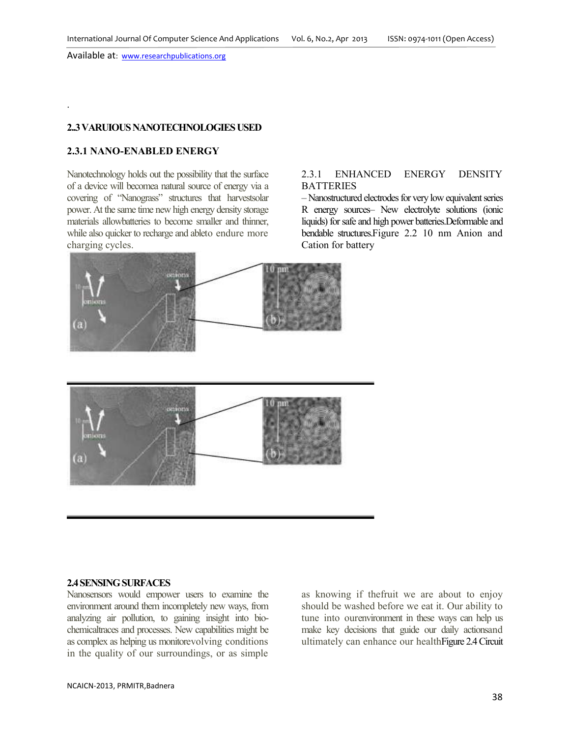.

### 2..3 VARUIOUS NANOTECHNOLOGIES USED

### 2.3.1 NANO-ENABLED ENERGY

Nanotechnology holds out the possibility that the surface of a device will becomea natural source of energy via a covering of "Nanograss" structures that harvestsolar power. At the same time new high energy density storage materials allowbatteries to become smaller and thinner, while also quicker to recharge and ableto endure more charging cycles.

2.3.1 ENHANCED ENERGY DENSITY BATTERIES

– Nanostructured electrodes for very low equivalent series R energy sources– New electrolyte solutions (ionic liquids) for safe and high power batteries.Deformable and bendable structures.Figure 2.2 10 nm Anion and Cation for battery

### 2.4 SENSING SURFACES

Nanosensors would empower users to examine the environment around them incompletely new ways, from analyzing air pollution, to gaining insight into bio-chemicaltraces and processes. New capabilities might be as complex as helping us monitorevolving conditions in the quality of our surroundings, or as simple as knowing if thefruit we are about to enjoy should be washed before we eat it. Our ability to tune into ourenvironment in these ways can help us make key decisions that guide our daily actionsand ultimately can enhance our healthFigure 2.4 Circuit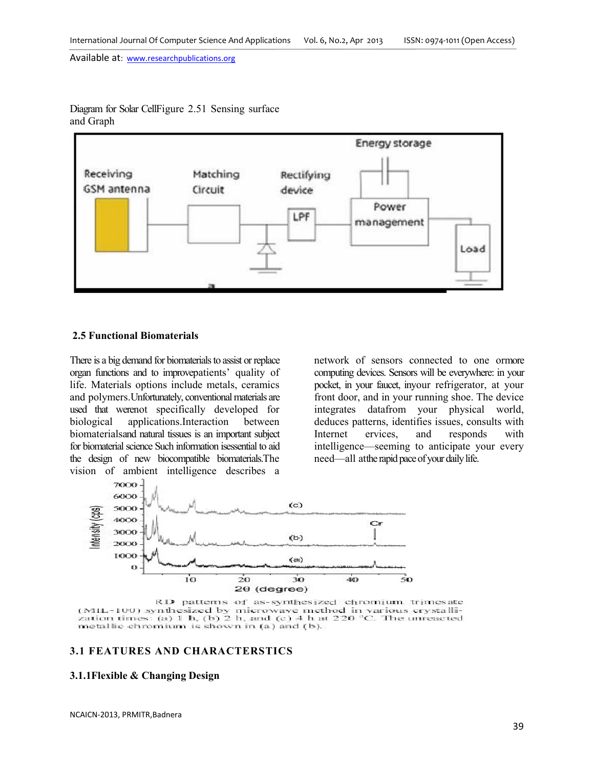Diagram for Solar CellFigure 2.51 Sensing surface and Graph

## 2.5 Functional Biomaterials

There is a big demand for biomaterials to assist or replace organ functions and to improvepatients' quality of life. Materials options include metals, ceramics and polymers.Unfortunately, conventional materials are used that werenot specifically developed for biological applications.Interaction between biomaterialsand natural tissues is an important subject for biomaterial science Such information isessential to aid the design of new biocompatible biomaterials.The vision of ambient intelligence describes a network of sensors connected to one ormore computing devices. Sensors will be everywhere: in your pocket, in your faucet, inyour refrigerator, at your front door, and in your running shoe. The device integrates datafrom your physical world, deduces patterns, identifies issues, consults with Internet ervices, and responds with intelligence—seeming to anticipate your every need—all atthe rapid pace of your daily life.

RD patterns of as-synthesized chromium trimesate (MIL-100) synthesized by microwave method in various crystallization times: (a) 1 h, (b) 2 h, and (c) 4 h at 220 °C. The unreacted metallic chromium is shown in (a) and (b).

## 3.1 FEATURES AND CHARACTERSTICS

### 3.1.1Flexible & Changing Design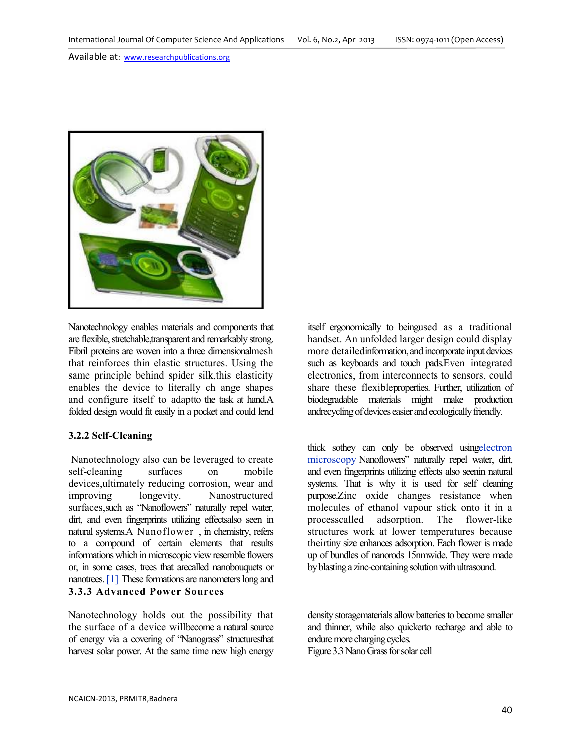Nanotechnology enables materials and components that are flexible, stretchable,transparent and remarkably strong. Fibril proteins are woven into a three dimensionalmesh that reinforces thin elastic structures. Using the same principle behind spider silk,this elasticity enables the device to literally ch ange shapes and configure itself to adaptto the task at hand.A folded design would fit easily in a pocket and could lend itself ergonomically to beingused as a traditional handset. An unfolded larger design could display more detailedinformation, and incorporate input devices such as keyboards and touch pads.Even integrated electronics, from interconnects to sensors, could share these flexibleproperties. Further, utilization of biodegradable materials might make production andrecycling of devices easier and ecologically friendly.

### 3.2.2 Self-Cleaning

Nanotechnology also can be leveraged to create self-cleaning surfaces on mobile devices,ultimately reducing corrosion, wear and improving longevity. Nanostructured surfaces,such as "Nanoflowers" naturally repel water, dirt, and even fingerprints utilizing effectsalso seen in natural systems.A Nanoflower , in chemistry, refers to a compound of certain elements that results informations which in microscopic view resemble flowers or, in some cases, trees that arecalled nanobouquets or nanotrees. [1] These formations are nanometers long and thick sothey can only be observed usingelectron microscopy Nanoflowers" naturally repel water, dirt, and even fingerprints utilizing effects also seenin natural systems. That is why it is used for self cleaning purpose.Zinc oxide changes resistance when molecules of ethanol vapour stick onto it in a processcalled adsorption. The flower-like structures work at lower temperatures because theirtiny size enhances adsorption. Each flower is made up of bundles of nanorods 15nmwide. They were made by blasting a zinc-containing solution with ultrasound.

### 3.3.3 Advanced Power Sources

Nanotechnology holds out the possibility that the surface of a device willbecome a natural source of energy via a covering of "Nanograss" structuresthat harvest solar power. At the same time new high energy density storagematerials allow batteries to become smaller and thinner, while also quickerto recharge and able to endure more charging cycles.

Figure 3.3 Nano Grass for solar cell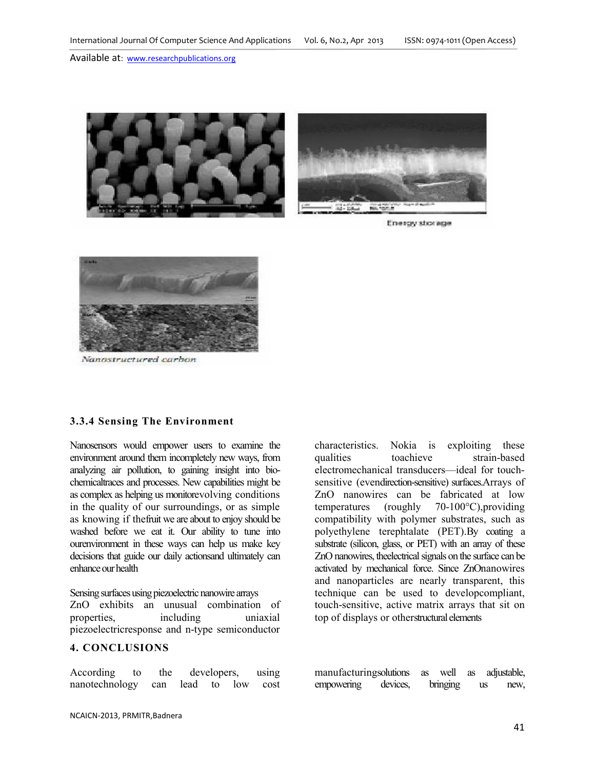Energy storage

Nanostructured carbon

### 3.3.4 Sensing The Environment

Nanosensors would empower users to examine the environment around them incompletely new ways, from analyzing air pollution, to gaining insight into bio-chemicaltraces and processes. New capabilities might be as complex as helping us monitorevolving conditions in the quality of our surroundings, or as simple as knowing if thefruit we are about to enjoy should be washed before we eat it. Our ability to tune into ourenvironment in these ways can help us make key decisions that guide our daily actionsand ultimately can enhance our health

Sensing surfaces using piezoelectric nanowire arrays
ZnO exhibits an unusual combination of properties, including uniaxial piezoelectricresponse and n-type semiconductor characteristics. Nokia is exploiting these qualities toachieve strain-based electromechanical transducers—ideal for touch-sensitive (evendirection-sensitive) surfaces.Arrays of ZnO nanowires can be fabricated at low temperatures (roughly 70-100°C),providing compatibility with polymer substrates, such as polyethylene terephtalate (PET).By coating a substrate (silicon, glass, or PET) with an array of these ZnO nanowires, theelectrical signals on the surface can be activated by mechanical force. Since ZnOnanowires and nanoparticles are nearly transparent, this technique can be used to developcompliant, touch-sensitive, active matrix arrays that sit on top of displays or otherstructural elements

## 4. CONCLUSIONS

According to the developers, using nanotechnology can lead to low cost manufacturingsolutions as well as adjustable, empowering devices, bringing us new,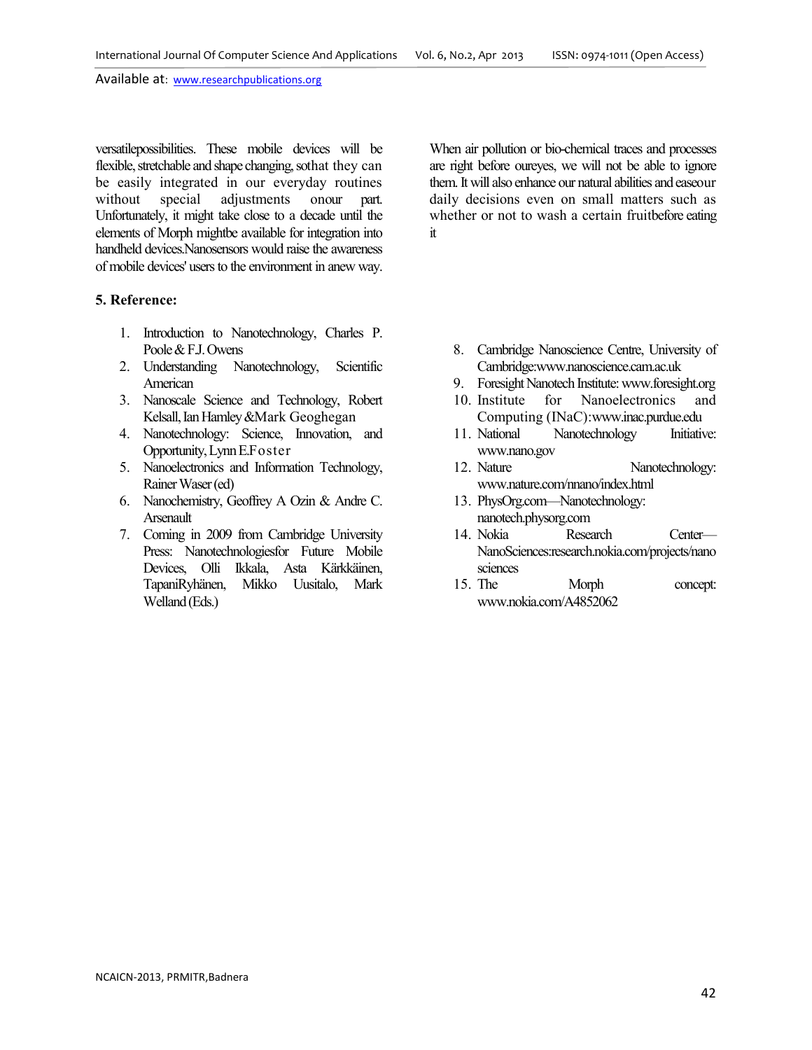versatilepossibilities. These mobile devices will be flexible, stretchable and shape changing, sothat they can be easily integrated in our everyday routines without special adjustments onour part. Unfortunately, it might take close to a decade until the elements of Morph mightbe available for integration into handheld devices.Nanosensors would raise the awareness of mobile devices' users to the environment in anew way. When air pollution or bio-chemical traces and processes are right before oureyes, we will not be able to ignore them. It will also enhance our natural abilities and easeour daily decisions even on small matters such as whether or not to wash a certain fruitbefore eating it

## 5. Reference:

1. Introduction to Nanotechnology, Charles P. Poole & F.J. Owens
2. Understanding Nanotechnology, Scientific American
3. Nanoscale Science and Technology, Robert Kelsall, Ian Hamley &Mark Geoghegan
4. Nanotechnology: Science, Innovation, and Opportunity, Lynn E.Foster
5. Nanoelectronics and Information Technology, Rainer Waser (ed)
6. Nanochemistry, Geoffrey A Ozin & Andre C. Arsenault
7. Coming in 2009 from Cambridge University Press: Nanotechnologiesfor Future Mobile Devices, Olli Ikkala, Asta Kärkkäinen, TapaniRyhänen, Mikko Uusitalo, Mark Welland (Eds.)
8. Cambridge Nanoscience Centre, University of Cambridge:www.nanoscience.cam.ac.uk
9. Foresight Nanotech Institute: www.foresight.org
10. Institute for Nanoelectronics and Computing (INaC):www.inac.purdue.edu
11. National Nanotechnology Initiative: www.nano.gov
12. Nature Nanotechnology: www.nature.com/nnano/index.html
13. PhysOrg.com—Nanotechnology: nanotech.physorg.com
14. Nokia Research Center—NanoSciences:research.nokia.com/projects/nanosciences
15. The Morph concept: www.nokia.com/A4852062